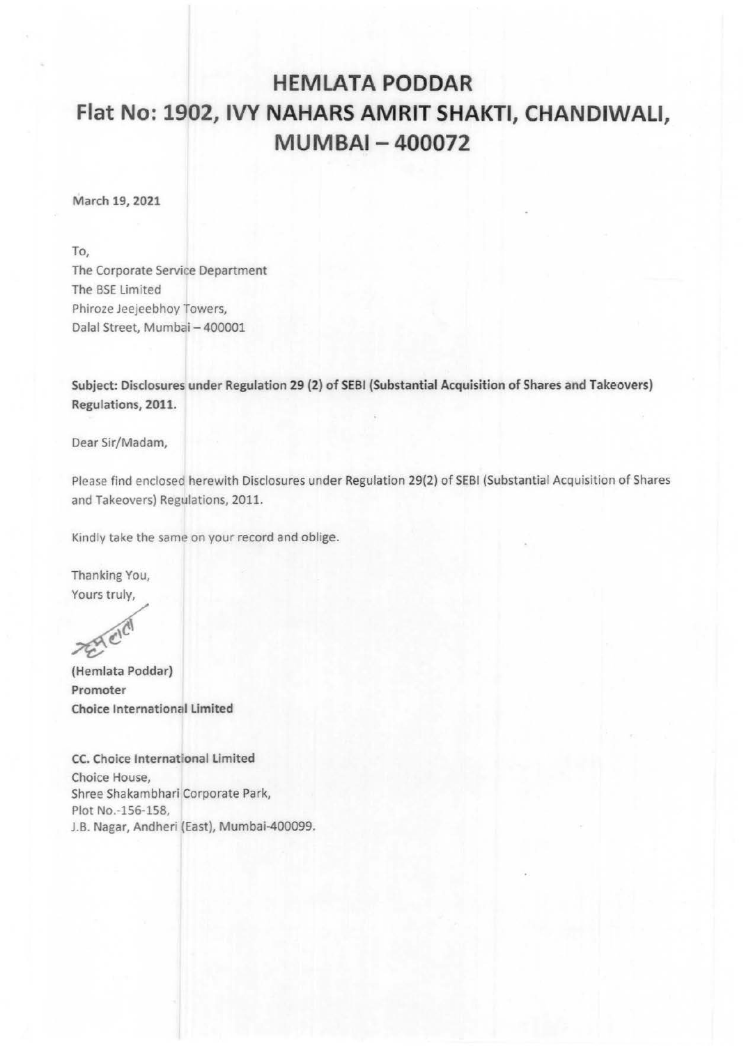# HEMLATA PODDAR
## Flat No: 1902, IVY NAHARS AMRIT SHAKTI, CHANDIWALI, MUMBAI – 400072

March 19, 2021

To,
The Corporate Service Department
The BSE Limited
Phiroze Jeejeebhoy Towers,
Dalal Street, Mumbai – 400001

**Subject: Disclosures under Regulation 29 (2) of SEBI (Substantial Acquisition of Shares and Takeovers) Regulations, 2011.**

Dear Sir/Madam,

Please find enclosed herewith Disclosures under Regulation 29(2) of SEBI (Substantial Acquisition of Shares and Takeovers) Regulations, 2011.

Kindly take the same on your record and oblige.

Thanking You,
Yours truly,

**(Hemlata Poddar)**
**Promoter**
**Choice International Limited**

**CC. Choice International Limited**
Choice House,
Shree Shakambhari Corporate Park,
Plot No.-156-158,
J.B. Nagar, Andheri (East), Mumbai-400099.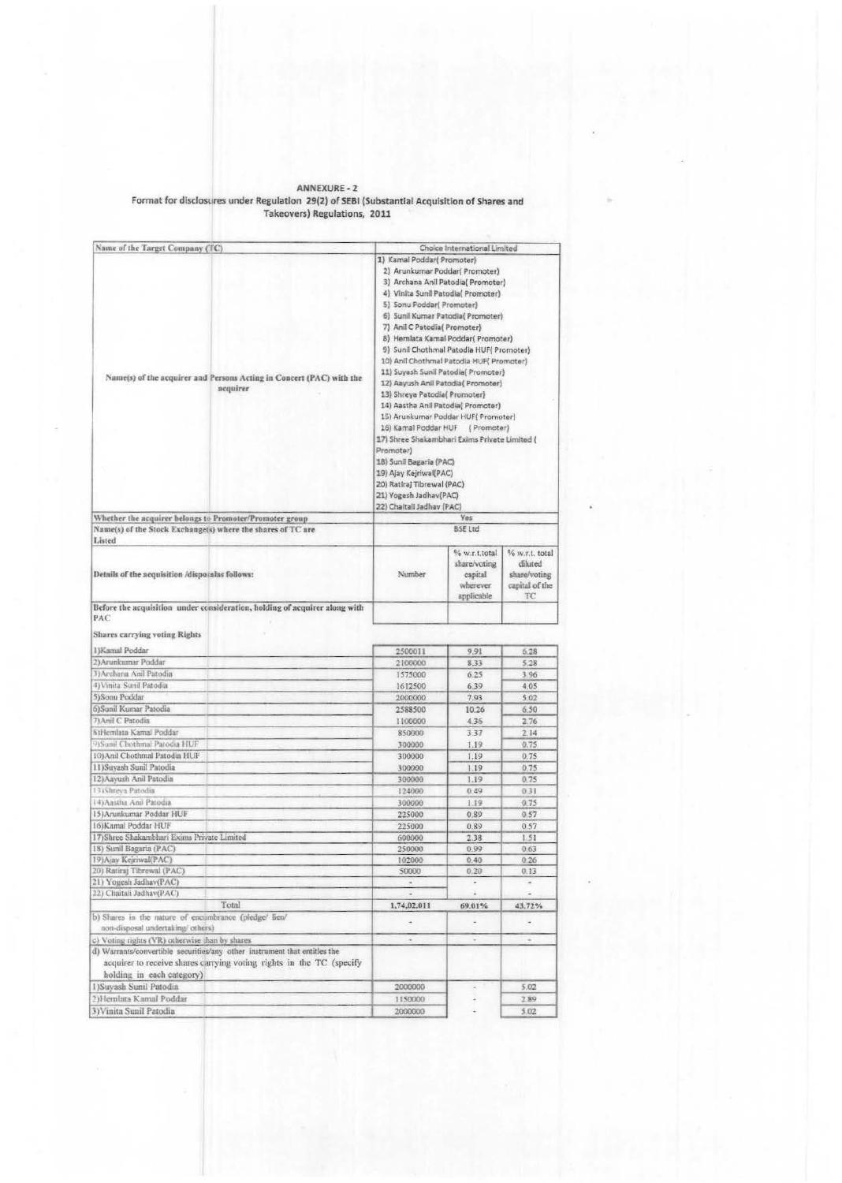ANNEXURE - 2

Format for disclosures under Regulation 29(2) of SEBI (Substantial Acquisition of Shares and Takeovers) Regulations, 2011

| Name of the Target Company (TC) | Choice International Limited | | |
|---|---|---|---|
| Name(s) of the acquirer and Persons Acting in Concert (PAC) with the acquirer | 1) Kamal Poddar( Promoter)<br>2) Arunkumar Poddar( Promoter)<br>3) Archana Anil Patodia( Promoter)<br>4) Vinita Sunil Patodia( Promoter)<br>5) Sonu Poddar( Promoter)<br>6) Sunil Kumar Patodia( Promoter)<br>7) Anil C Patodia( Promoter)<br>8) Hemlata Kamal Poddar( Promoter)<br>9) Sunil Chothmal Patodia HUF( Promoter)<br>10) Anil Chothmal Patodia HUF( Promoter)<br>11) Suyash Sunil Patodia( Promoter)<br>12) Aayush Anil Patodia( Promoter)<br>13) Shreya Patodia( Promoter)<br>14) Aastha Anil Patodia( Promoter)<br>15) Arunkumar Poddar HUF( Promoter)<br>16) Kamal Poddar HUF ( Promoter)<br>17) Shree Shakambhari Exims Private Limited ( Promoter)<br>18) Sunil Bagaria (PAC)<br>19) Ajay Kejriwal(PAC)<br>20) Ratiraj Tibrewal (PAC)<br>21) Yogesh Jadhav(PAC)<br>22) Chaitali Jadhav (PAC) | | |
| Whether the acquirer belongs to Promoter/Promoter group | Yes | | |
| Name(s) of the Stock Exchange(s) where the shares of TC are Listed | BSE Ltd | | |
| Details of the acquisition /disposal as follows: | Number | % w.r.t.total share/voting capital wherever applicable | % w.r.t. total diluted share/voting capital of the TC |
| Before the acquisition under consideration, holding of acquirer along with PAC | | | |
| Shares carrying voting Rights | | | |
| 1)Kamal Poddar | 2500011 | 9.91 | 6.28 |
| 2)Arunkumar Poddar | 2100000 | 8.33 | 5.28 |
| 3)Archana Anil Patodia | 1575000 | 6.25 | 3.96 |
| 4)Vinita Sunil Patodia | 1612500 | 6.39 | 4.05 |
| 5)Sonu Poddar | 2000000 | 7.93 | 5.02 |
| 6)Sunil Kumar Patodia | 2588500 | 10.26 | 6.50 |
| 7)Anil C Patodia | 1100000 | 4.36 | 2.76 |
| 8)Hemlata Kamal Poddar | 850000 | 3.37 | 2.14 |
| 9)Sunil Chothmal Patodia HUF | 300000 | 1.19 | 0.75 |
| 10)Anil Chothmal Patodia HUF | 300000 | 1.19 | 0.75 |
| 11)Suyash Sunil Patodia | 300000 | 1.19 | 0.75 |
| 12)Aayush Anil Patodia | 300000 | 1.19 | 0.75 |
| 13)Shreya Patodia | 124000 | 0.49 | 0.31 |
| 14)Aastha Anil Patodia | 300000 | 1.19 | 0.75 |
| 15)Arunkumar Poddar HUF | 225000 | 0.89 | 0.57 |
| 16)Kamal Poddar HUF | 225000 | 0.89 | 0.57 |
| 17)Shree Shakambhari Exims Private Limited | 600000 | 2.38 | 1.51 |
| 18) Sunil Bagaria (PAC) | 250000 | 0.99 | 0.63 |
| 19)Ajay Kejriwal(PAC) | 102000 | 0.40 | 0.26 |
| 20) Ratiraj Tibrewal (PAC) | 50000 | 0.20 | 0.13 |
| 21) Yogesh Jadhav(PAC) | - | - | - |
| 22) Chaitali Jadhav(PAC) | - | - | - |
| Total | 1,74,02,011 | 69.01% | 43.72% |
| b) Shares in the nature of encumbrance (pledge/ lien/ non-disposal undertaking/ others) | - | - | - |
| c) Voting rights (VR) otherwise than by shares | - | - | - |
| d) Warrants/convertible securities/any other instrument that entitles the acquirer to receive shares carrying voting rights in the TC (specify holding in each category) | | | |
| 1)Suyash Sunil Patodia | 2000000 | - | 5.02 |
| 2)Hemlata Kamal Poddar | 1150000 | - | 2.89 |
| 3)Vinita Sunil Patodia | 2000000 | - | 5.02 |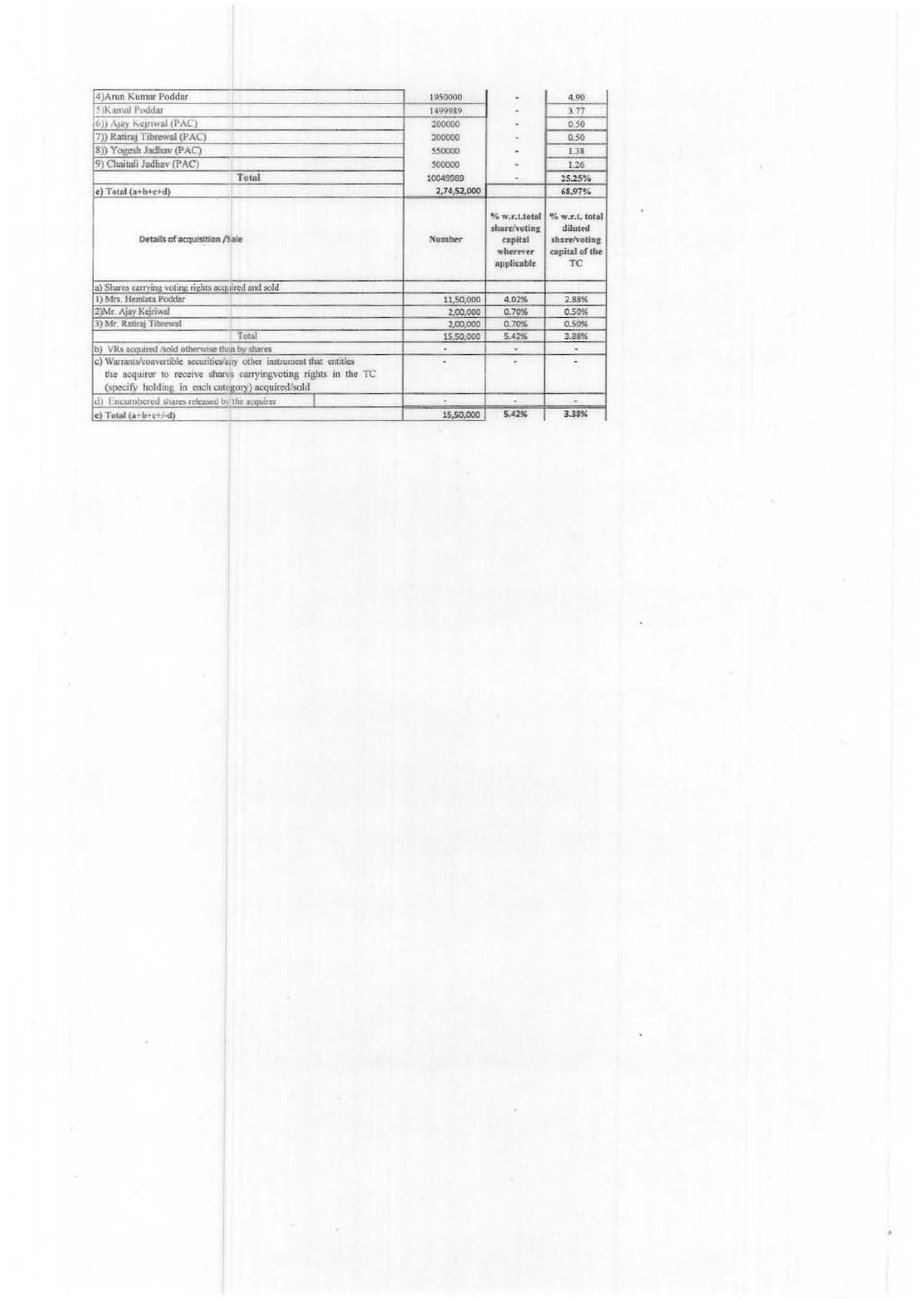| | | | |
|---|---|---|---|
| 4)Arun Kumar Poddar | 1950000 | - | 4.90 |
| 5)Kamal Poddar | 1499989 | - | 3.77 |
| 6)) Ajay Kejriwal (PAC) | 200000 | - | 0.50 |
| 7)) Ratiraj Tibrewal (PAC) | 200000 | - | 0.50 |
| 8)) Yogesh Jadhav (PAC) | 550000 | - | 1.38 |
| 9) Chaitali Jadhav (PAC) | 500000 | - | 1.26 |
| Total | 10049989 | - | 25.25% |
| e) Total (a+b+c+d) | 2,74,52,000 | | 68.97% |

| Details of acquisition /Sale | Number | % w.r.t.total share/voting capital wherever applicable | % w.r.t. total diluted share/voting capital of the TC |
|---|---|---|---|
| a) Shares carrying voting rights acquired and sold | | | |
| 1) Mrs. Hemlata Poddar | 11,50,000 | 4.02% | 2.88% |
| 2)Mr. Ajay Kejriwal | 2,00,000 | 0.70% | 0.50% |
| 3) Mr. Ratiraj Tibrewal | 2,00,000 | 0.70% | 0.50% |
| Total | 15,50,000 | 5.42% | 3.88% |
| b) VRs acquired /sold otherwise than by shares | - | - | - |
| c) Warrants/convertible securities/any other instrument that entitles the acquirer to receive shares carryingvoting rights in the TC (specify holding in each category) acquired/sold | - | - | - |
| d) Encumbered shares released by the acquirer | - | - | - |
| e) Total (a+b+c+/-d) | 15,50,000 | 5.42% | 3.38% |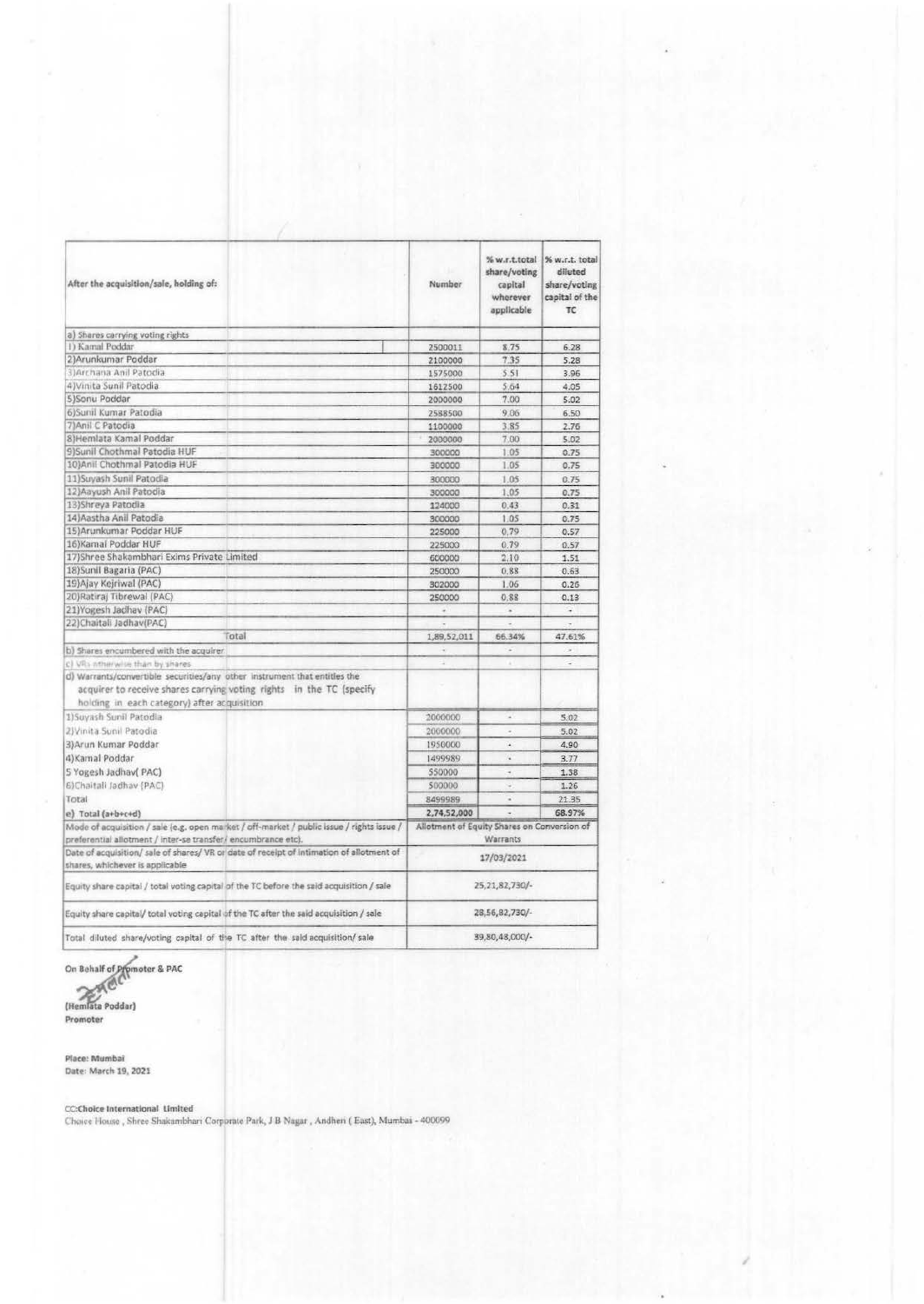| After the acquisition/sale, holding of: | Number | % w.r.t.total share/voting capital wherever applicable | % w.r.t. total diluted share/voting capital of the TC |
|---|---|---|---|
| a) Shares carrying voting rights | | | |
| 1) Kamal Poddar | 2500011 | 8.75 | 6.28 |
| 2)Arunkumar Poddar | 2100000 | 7.35 | 5.28 |
| 3)Archana Anil Patodia | 1575000 | 5.51 | 3.96 |
| 4)Vinita Sunil Patodia | 1612500 | 5.64 | 4.05 |
| 5)Sonu Poddar | 2000000 | 7.00 | 5.02 |
| 6)Sunil Kumar Patodia | 2588500 | 9.06 | 6.50 |
| 7)Anil C Patodia | 1100000 | 3.85 | 2.76 |
| 8)Hemlata Kamal Poddar | 2000000 | 7.00 | 5.02 |
| 9)Sunil Chothmal Patodia HUF | 300000 | 1.05 | 0.75 |
| 10)Anil Chothmal Patodia HUF | 300000 | 1.05 | 0.75 |
| 11)Suyash Sunil Patodia | 300000 | 1.05 | 0.75 |
| 12)Aayush Anil Patodia | 300000 | 1.05 | 0.75 |
| 13)Shreya Patodia | 124000 | 0.43 | 0.31 |
| 14)Aastha Anil Patodia | 300000 | 1.05 | 0.75 |
| 15)Arunkumar Poddar HUF | 225000 | 0.79 | 0.57 |
| 16)Kamal Poddar HUF | 225000 | 0.79 | 0.57 |
| 17)Shree Shakambhari Exims Private Limited | 600000 | 2.10 | 1.51 |
| 18)Sunil Bagaria (PAC) | 250000 | 0.88 | 0.63 |
| 19)Ajay Kejriwal (PAC) | 302000 | 1.06 | 0.26 |
| 20)Ratiraj Tibrewal (PAC) | 250000 | 0.88 | 0.13 |
| 21)Yogesh Jadhav (PAC) | - | - | - |
| 22)Chaitali Jadhav(PAC) | - | - | - |
| Total | 1,89,52,011 | 66.34% | 47.61% |
| b) Shares encumbered with the acquirer | - | - | - |
| c) VRs otherwise than by shares | - | - | - |
| d) Warrants/convertible securities/any other instrument that entitles the acquirer to receive shares carrying voting rights in the TC (specify holding in each category) after acquisition | | | |
| 1)Suyash Sunil Patodia | 2000000 | - | 5.02 |
| 2)Vinita Sunil Patodia | 2000000 | - | 5.02 |
| 3)Arun Kumar Poddar | 1950000 | - | 4.90 |
| 4)Kamal Poddar | 1499989 | - | 3.77 |
| 5 Yogesh Jadhav( PAC) | 550000 | - | 1.38 |
| 6)Chaitali Jadhav (PAC) | 500000 | - | 1.26 |
| Total | 8499989 | - | 21.35 |
| e) Total (a+b+c+d) | 2,74,52,000 | - | 68.97% |
| Mode of acquisition / sale (e.g. open market / off-market / public issue / rights issue / preferential allotment / inter-se transfer / encumbrance etc). | Allotment of Equity Shares on Conversion of Warrants | | |
| Date of acquisition/ sale of shares/ VR or date of receipt of intimation of allotment of shares, whichever is applicable | 17/03/2021 | | |
| Equity share capital / total voting capital of the TC before the said acquisition / sale | 25,21,82,730/- | | |
| Equity share capital/ total voting capital of the TC after the said acquisition / sale | 28,56,82,730/- | | |
| Total diluted share/voting capital of the TC after the said acquisition/ sale | 39,80,48,000/- | | |

On Behalf of Promoter & PAC

(Hemlata Poddar)
Promoter

Place: Mumbai
Date: March 19, 2021

CC:Choice International Limited
Choice House, Shree Shakambhari Corporate Park, J B Nagar, Andheri ( East), Mumbai - 400099